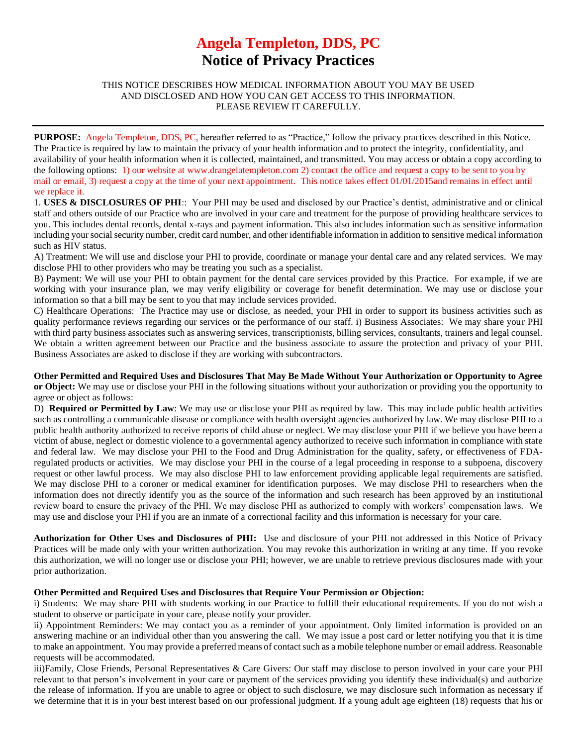# Angela Templeton, DDS, PC

## Notice of Privacy Practices

THIS NOTICE DESCRIBES HOW MEDICAL INFORMATION ABOUT YOU MAY BE USED AND DISCLOSED AND HOW YOU CAN GET ACCESS TO THIS INFORMATION. PLEASE REVIEW IT CAREFULLY.

---

**PURPOSE:** Angela Templeton, DDS, PC, hereafter referred to as "Practice," follow the privacy practices described in this Notice. The Practice is required by law to maintain the privacy of your health information and to protect the integrity, confidentiality, and availability of your health information when it is collected, maintained, and transmitted. You may access or obtain a copy according to the following options: 1) our website at www.drangelatempleton.com 2) contact the office and request a copy to be sent to you by mail or email, 3) request a copy at the time of your next appointment. This notice takes effect 01/01/2015and remains in effect until we replace it.

1. **USES & DISCLOSURES OF PHI**:: Your PHI may be used and disclosed by our Practice's dentist, administrative and or clinical staff and others outside of our Practice who are involved in your care and treatment for the purpose of providing healthcare services to you. This includes dental records, dental x-rays and payment information. This also includes information such as sensitive information including your social security number, credit card number, and other identifiable information in addition to sensitive medical information such as HIV status.

A) Treatment: We will use and disclose your PHI to provide, coordinate or manage your dental care and any related services. We may disclose PHI to other providers who may be treating you such as a specialist.

B) Payment: We will use your PHI to obtain payment for the dental care services provided by this Practice. For example, if we are working with your insurance plan, we may verify eligibility or coverage for benefit determination. We may use or disclose your information so that a bill may be sent to you that may include services provided.

C) Healthcare Operations: The Practice may use or disclose, as needed, your PHI in order to support its business activities such as quality performance reviews regarding our services or the performance of our staff. i) Business Associates: We may share your PHI with third party business associates such as answering services, transcriptionists, billing services, consultants, trainers and legal counsel. We obtain a written agreement between our Practice and the business associate to assure the protection and privacy of your PHI. Business Associates are asked to disclose if they are working with subcontractors.

**Other Permitted and Required Uses and Disclosures That May Be Made Without Your Authorization or Opportunity to Agree or Object:** We may use or disclose your PHI in the following situations without your authorization or providing you the opportunity to agree or object as follows:

D) **Required or Permitted by Law**: We may use or disclose your PHI as required by law. This may include public health activities such as controlling a communicable disease or compliance with health oversight agencies authorized by law. We may disclose PHI to a public health authority authorized to receive reports of child abuse or neglect. We may disclose your PHI if we believe you have been a victim of abuse, neglect or domestic violence to a governmental agency authorized to receive such information in compliance with state and federal law. We may disclose your PHI to the Food and Drug Administration for the quality, safety, or effectiveness of FDA-regulated products or activities. We may disclose your PHI in the course of a legal proceeding in response to a subpoena, discovery request or other lawful process. We may also disclose PHI to law enforcement providing applicable legal requirements are satisfied. We may disclose PHI to a coroner or medical examiner for identification purposes. We may disclose PHI to researchers when the information does not directly identify you as the source of the information and such research has been approved by an institutional review board to ensure the privacy of the PHI. We may disclose PHI as authorized to comply with workers' compensation laws. We may use and disclose your PHI if you are an inmate of a correctional facility and this information is necessary for your care.

**Authorization for Other Uses and Disclosures of PHI:** Use and disclosure of your PHI not addressed in this Notice of Privacy Practices will be made only with your written authorization. You may revoke this authorization in writing at any time. If you revoke this authorization, we will no longer use or disclose your PHI; however, we are unable to retrieve previous disclosures made with your prior authorization.

**Other Permitted and Required Uses and Disclosures that Require Your Permission or Objection:**

i) Students: We may share PHI with students working in our Practice to fulfill their educational requirements. If you do not wish a student to observe or participate in your care, please notify your provider.

ii) Appointment Reminders: We may contact you as a reminder of your appointment. Only limited information is provided on an answering machine or an individual other than you answering the call. We may issue a post card or letter notifying you that it is time to make an appointment. You may provide a preferred means of contact such as a mobile telephone number or email address. Reasonable requests will be accommodated.

iii)Family, Close Friends, Personal Representatives & Care Givers: Our staff may disclose to person involved in your care your PHI relevant to that person's involvement in your care or payment of the services providing you identify these individual(s) and authorize the release of information. If you are unable to agree or object to such disclosure, we may disclosure such information as necessary if we determine that it is in your best interest based on our professional judgment. If a young adult age eighteen (18) requests that his or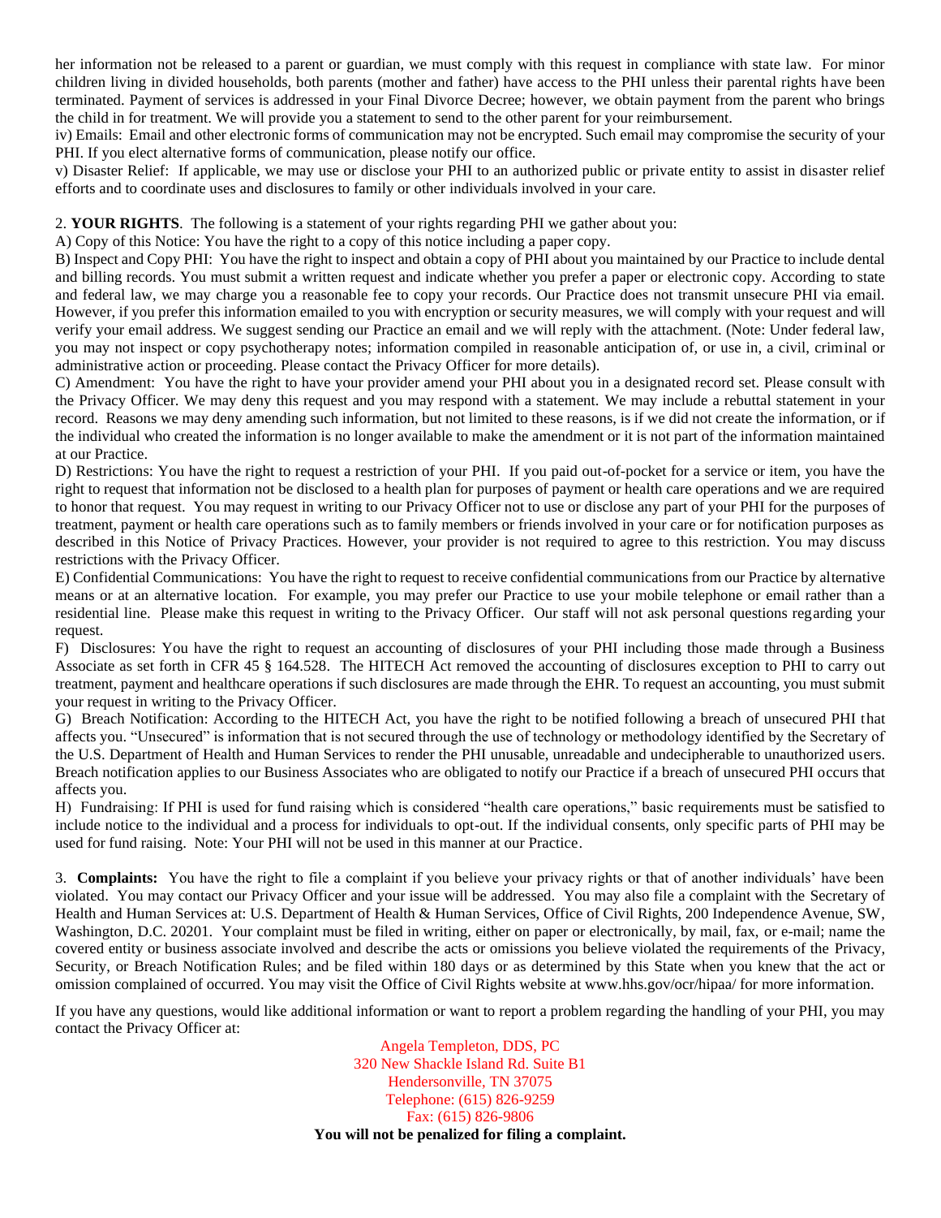her information not be released to a parent or guardian, we must comply with this request in compliance with state law. For minor children living in divided households, both parents (mother and father) have access to the PHI unless their parental rights have been terminated. Payment of services is addressed in your Final Divorce Decree; however, we obtain payment from the parent who brings the child in for treatment. We will provide you a statement to send to the other parent for your reimbursement.

iv) Emails: Email and other electronic forms of communication may not be encrypted. Such email may compromise the security of your PHI. If you elect alternative forms of communication, please notify our office.

v) Disaster Relief: If applicable, we may use or disclose your PHI to an authorized public or private entity to assist in disaster relief efforts and to coordinate uses and disclosures to family or other individuals involved in your care.

2. **YOUR RIGHTS**. The following is a statement of your rights regarding PHI we gather about you:

A) Copy of this Notice: You have the right to a copy of this notice including a paper copy.

B) Inspect and Copy PHI: You have the right to inspect and obtain a copy of PHI about you maintained by our Practice to include dental and billing records. You must submit a written request and indicate whether you prefer a paper or electronic copy. According to state and federal law, we may charge you a reasonable fee to copy your records. Our Practice does not transmit unsecure PHI via email. However, if you prefer this information emailed to you with encryption or security measures, we will comply with your request and will verify your email address. We suggest sending our Practice an email and we will reply with the attachment. (Note: Under federal law, you may not inspect or copy psychotherapy notes; information compiled in reasonable anticipation of, or use in, a civil, criminal or administrative action or proceeding. Please contact the Privacy Officer for more details).

C) Amendment: You have the right to have your provider amend your PHI about you in a designated record set. Please consult with the Privacy Officer. We may deny this request and you may respond with a statement. We may include a rebuttal statement in your record. Reasons we may deny amending such information, but not limited to these reasons, is if we did not create the information, or if the individual who created the information is no longer available to make the amendment or it is not part of the information maintained at our Practice.

D) Restrictions: You have the right to request a restriction of your PHI. If you paid out-of-pocket for a service or item, you have the right to request that information not be disclosed to a health plan for purposes of payment or health care operations and we are required to honor that request. You may request in writing to our Privacy Officer not to use or disclose any part of your PHI for the purposes of treatment, payment or health care operations such as to family members or friends involved in your care or for notification purposes as described in this Notice of Privacy Practices. However, your provider is not required to agree to this restriction. You may discuss restrictions with the Privacy Officer.

E) Confidential Communications: You have the right to request to receive confidential communications from our Practice by alternative means or at an alternative location. For example, you may prefer our Practice to use your mobile telephone or email rather than a residential line. Please make this request in writing to the Privacy Officer. Our staff will not ask personal questions regarding your request.

F) Disclosures: You have the right to request an accounting of disclosures of your PHI including those made through a Business Associate as set forth in CFR 45 § 164.528. The HITECH Act removed the accounting of disclosures exception to PHI to carry out treatment, payment and healthcare operations if such disclosures are made through the EHR. To request an accounting, you must submit your request in writing to the Privacy Officer.

G) Breach Notification: According to the HITECH Act, you have the right to be notified following a breach of unsecured PHI that affects you. "Unsecured" is information that is not secured through the use of technology or methodology identified by the Secretary of the U.S. Department of Health and Human Services to render the PHI unusable, unreadable and undecipherable to unauthorized users. Breach notification applies to our Business Associates who are obligated to notify our Practice if a breach of unsecured PHI occurs that affects you.

H) Fundraising: If PHI is used for fund raising which is considered "health care operations," basic requirements must be satisfied to include notice to the individual and a process for individuals to opt-out. If the individual consents, only specific parts of PHI may be used for fund raising. Note: Your PHI will not be used in this manner at our Practice.

3. **Complaints:** You have the right to file a complaint if you believe your privacy rights or that of another individuals' have been violated. You may contact our Privacy Officer and your issue will be addressed. You may also file a complaint with the Secretary of Health and Human Services at: U.S. Department of Health & Human Services, Office of Civil Rights, 200 Independence Avenue, SW, Washington, D.C. 20201. Your complaint must be filed in writing, either on paper or electronically, by mail, fax, or e-mail; name the covered entity or business associate involved and describe the acts or omissions you believe violated the requirements of the Privacy, Security, or Breach Notification Rules; and be filed within 180 days or as determined by this State when you knew that the act or omission complained of occurred. You may visit the Office of Civil Rights website at www.hhs.gov/ocr/hipaa/ for more information.

If you have any questions, would like additional information or want to report a problem regarding the handling of your PHI, you may contact the Privacy Officer at:

Angela Templeton, DDS, PC
320 New Shackle Island Rd. Suite B1
Hendersonville, TN 37075
Telephone: (615) 826-9259
Fax: (615) 826-9806

**You will not be penalized for filing a complaint.**